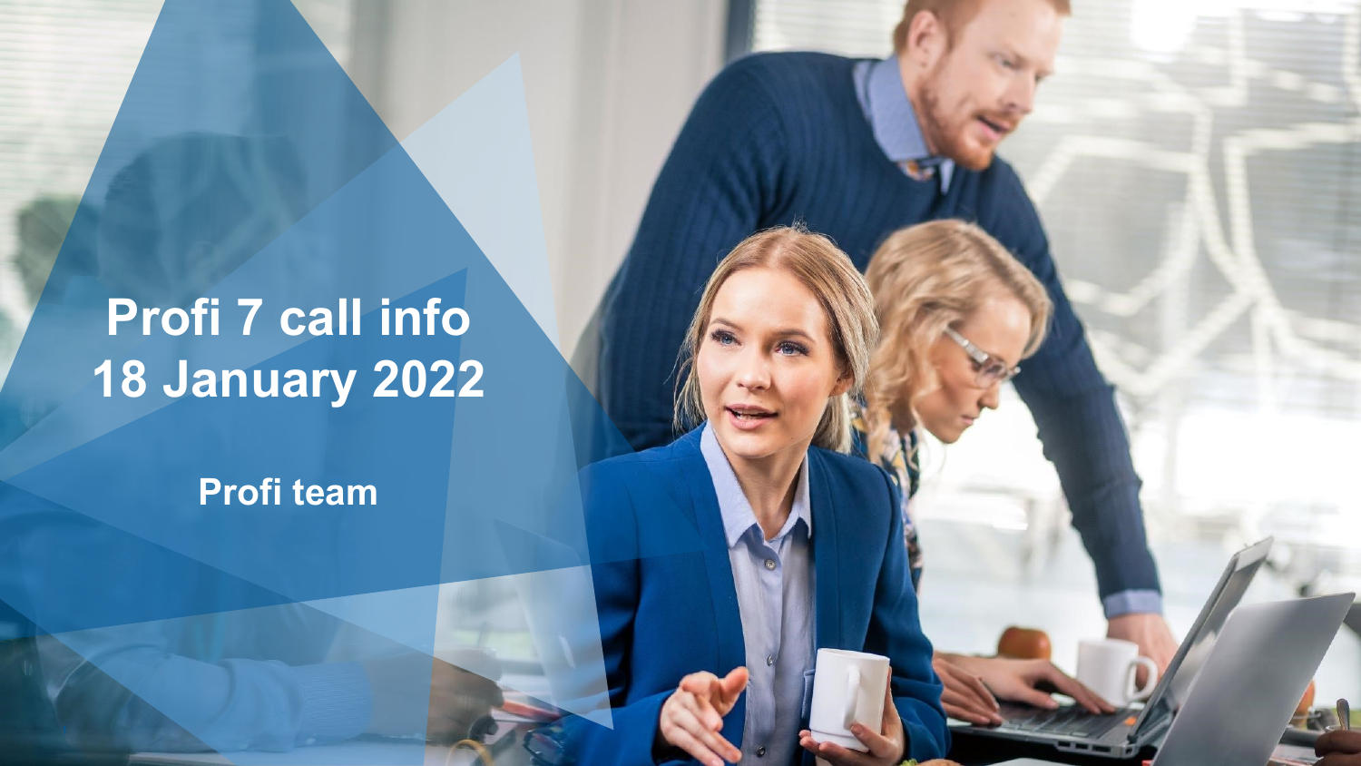# Profi 7 call info
# 18 January 2022

**Profi team**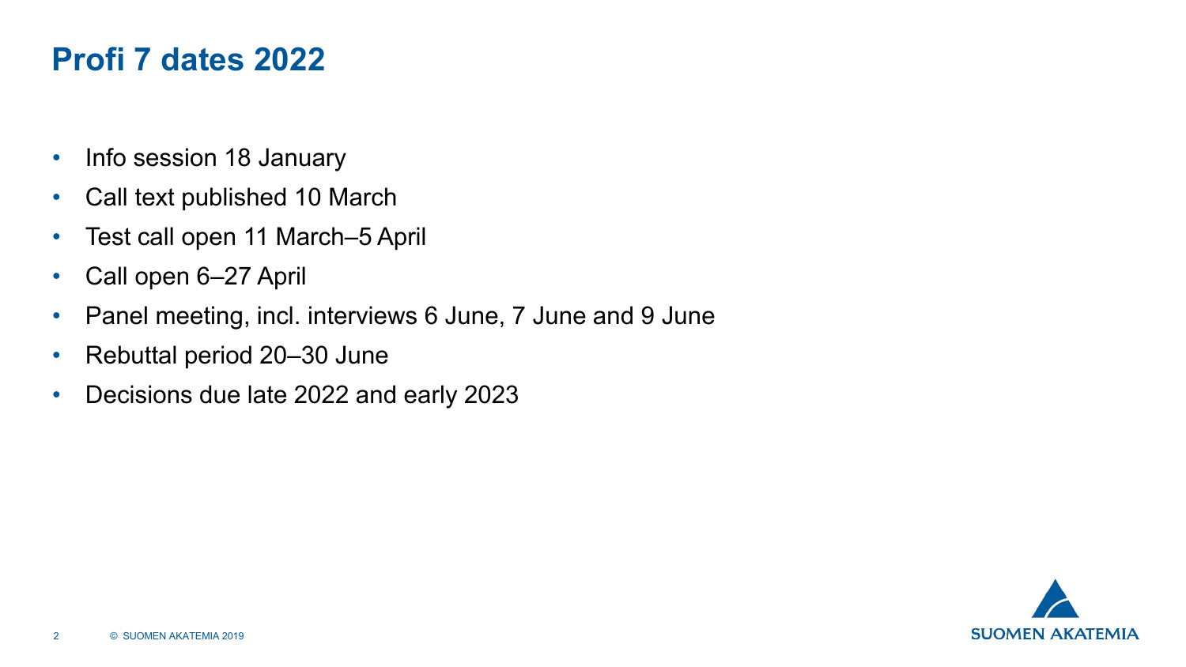# Profi 7 dates 2022

- Info session 18 January
- Call text published 10 March
- Test call open 11 March–5 April
- Call open 6–27 April
- Panel meeting, incl. interviews 6 June, 7 June and 9 June
- Rebuttal period 20–30 June
- Decisions due late 2022 and early 2023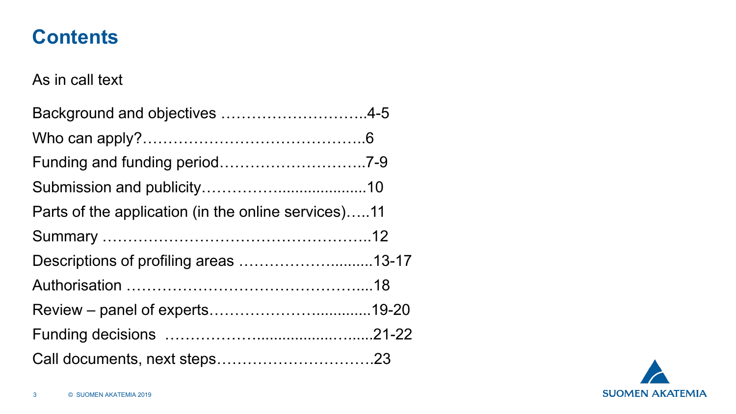# Contents

As in call text

Background and objectives ………………………..4-5

Who can apply?……………………………………..6

Funding and funding period………………………..7-9

Submission and publicity………………..................10

Parts of the application (in the online services)…..11

Summary ……………………………………………..12

Descriptions of profiling areas ………………….........13-17

Authorisation …………………………………….....18

Review – panel of experts……………….............19-20

Funding decisions ……………..............…......21-22

Call documents, next steps…………………………23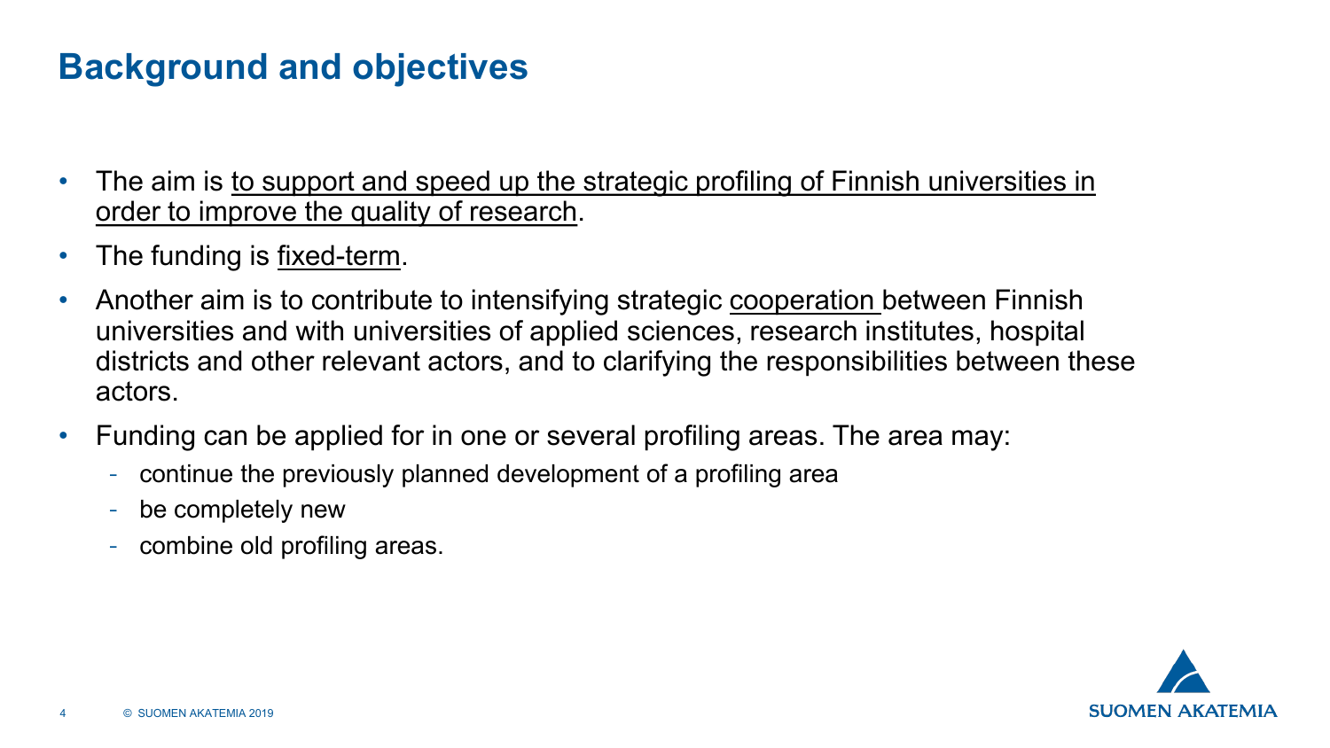# Background and objectives

- The aim is <u>to support and speed up the strategic profiling of Finnish universities in order to improve the quality of research</u>.
- The funding is <u>fixed-term</u>.
- Another aim is to contribute to intensifying strategic <u>cooperation</u> between Finnish universities and with universities of applied sciences, research institutes, hospital districts and other relevant actors, and to clarifying the responsibilities between these actors.
- Funding can be applied for in one or several profiling areas. The area may:
  - continue the previously planned development of a profiling area
  - be completely new
  - combine old profiling areas.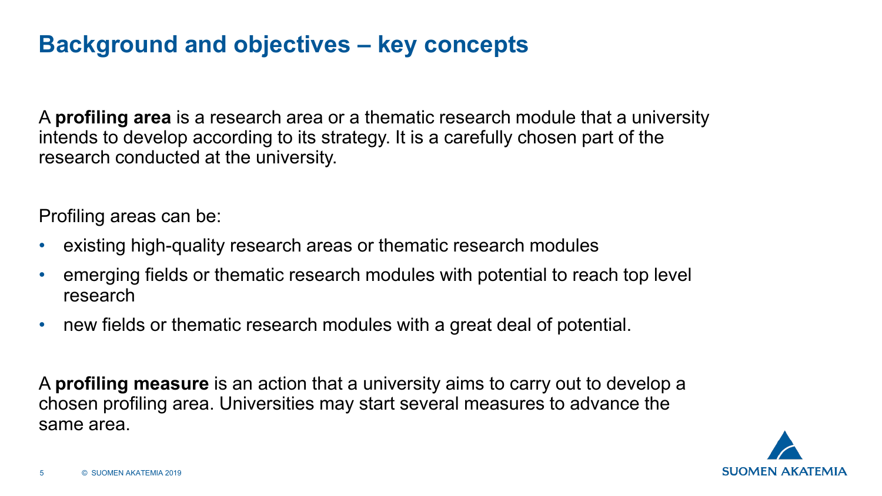# Background and objectives – key concepts

A **profiling area** is a research area or a thematic research module that a university intends to develop according to its strategy. It is a carefully chosen part of the research conducted at the university.

Profiling areas can be:

- existing high-quality research areas or thematic research modules
- emerging fields or thematic research modules with potential to reach top level research
- new fields or thematic research modules with a great deal of potential.

A **profiling measure** is an action that a university aims to carry out to develop a chosen profiling area. Universities may start several measures to advance the same area.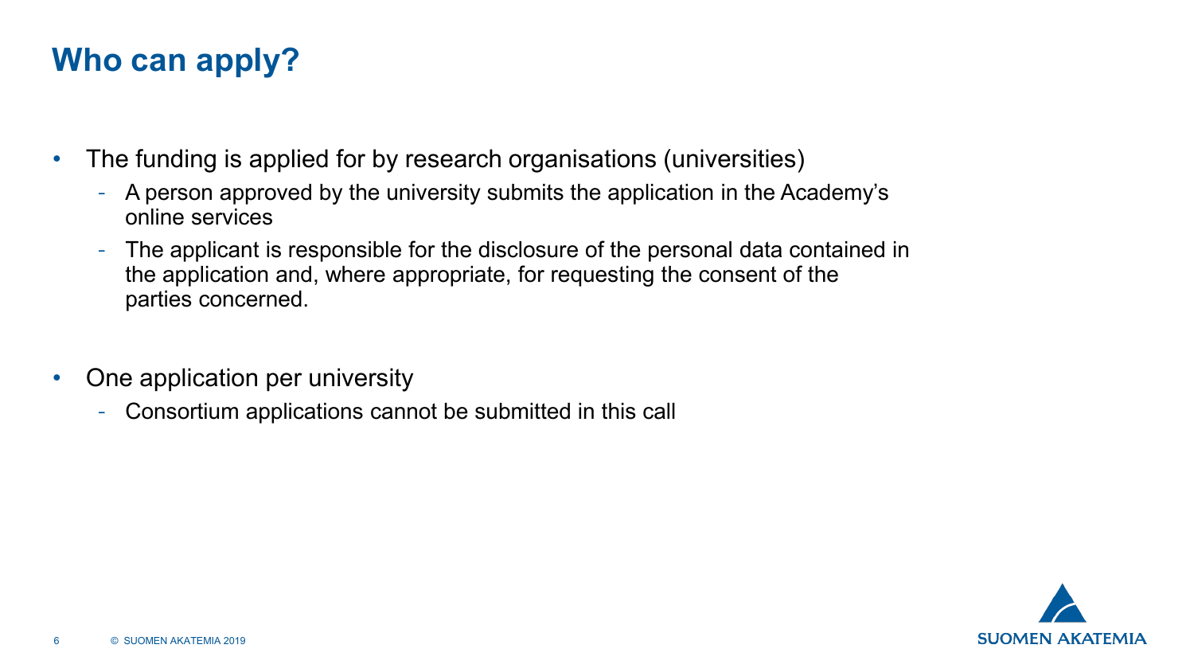# Who can apply?

- The funding is applied for by research organisations (universities)
  - A person approved by the university submits the application in the Academy's online services
  - The applicant is responsible for the disclosure of the personal data contained in the application and, where appropriate, for requesting the consent of the parties concerned.
- One application per university
  - Consortium applications cannot be submitted in this call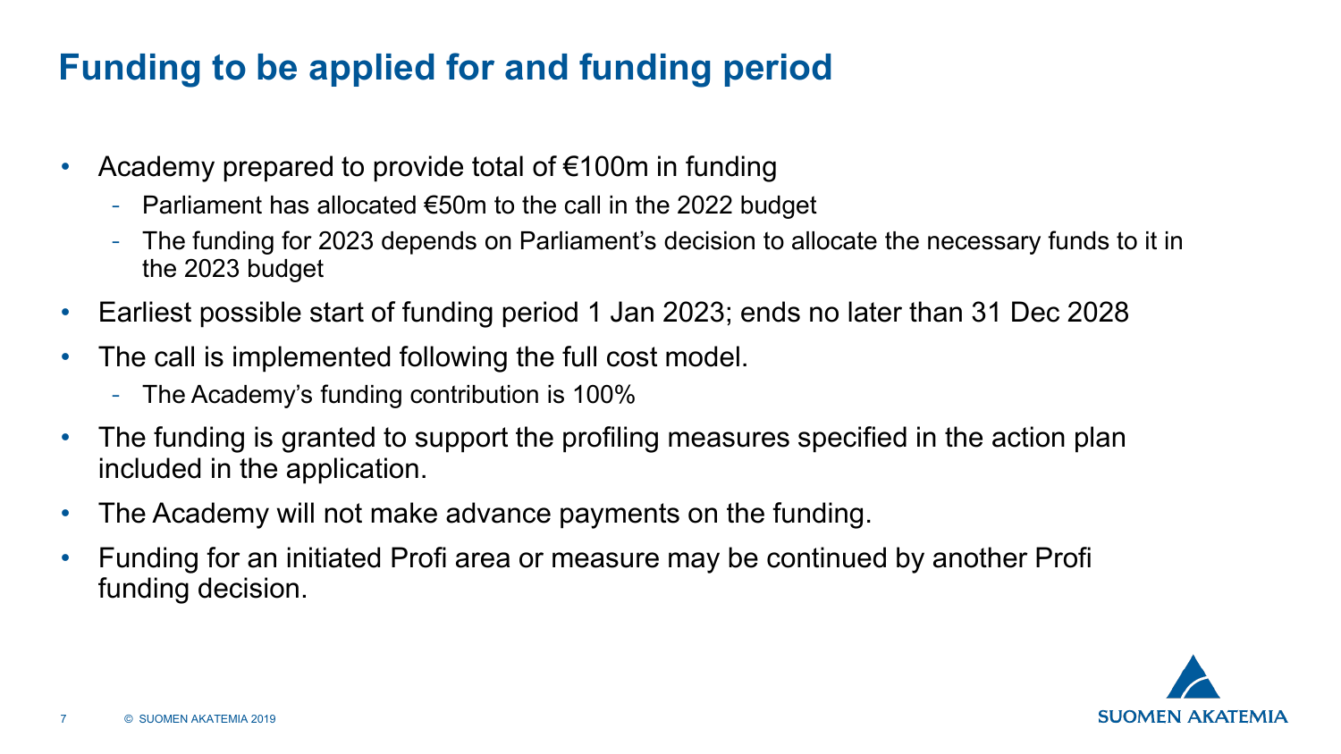# Funding to be applied for and funding period

- Academy prepared to provide total of €100m in funding
  - Parliament has allocated €50m to the call in the 2022 budget
  - The funding for 2023 depends on Parliament's decision to allocate the necessary funds to it in the 2023 budget
- Earliest possible start of funding period 1 Jan 2023; ends no later than 31 Dec 2028
- The call is implemented following the full cost model.
  - The Academy's funding contribution is 100%
- The funding is granted to support the profiling measures specified in the action plan included in the application.
- The Academy will not make advance payments on the funding.
- Funding for an initiated Profi area or measure may be continued by another Profi funding decision.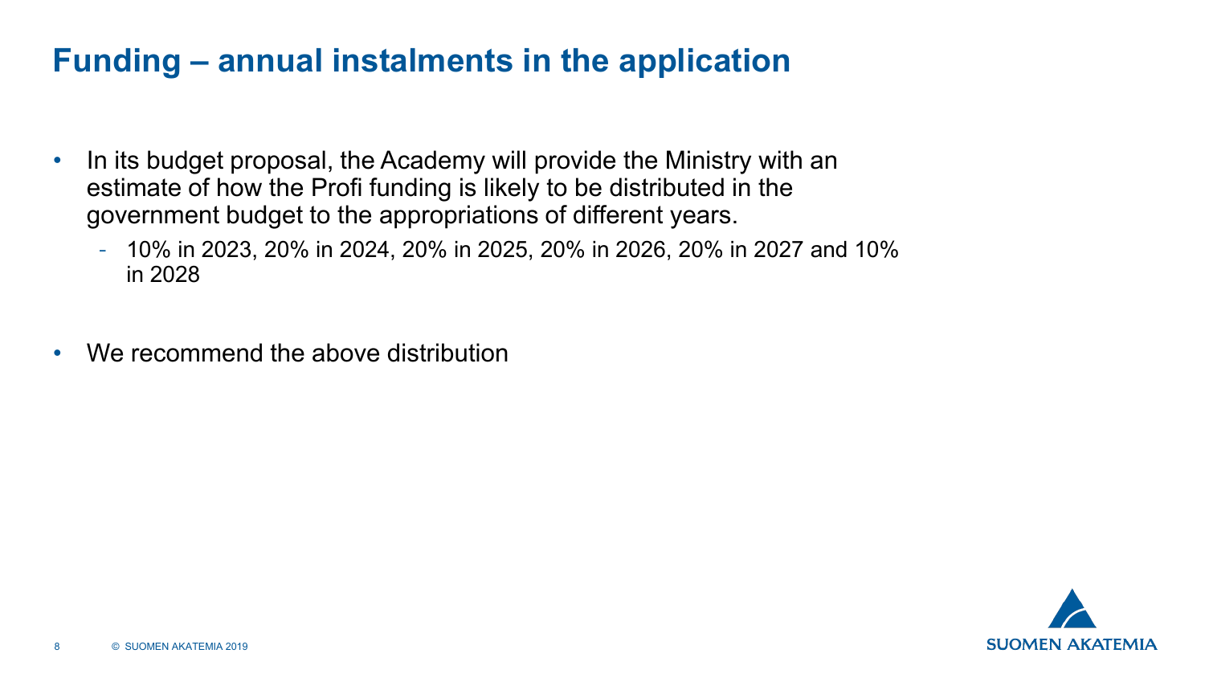# Funding – annual instalments in the application

- In its budget proposal, the Academy will provide the Ministry with an estimate of how the Profi funding is likely to be distributed in the government budget to the appropriations of different years.
  - 10% in 2023, 20% in 2024, 20% in 2025, 20% in 2026, 20% in 2027 and 10% in 2028

- We recommend the above distribution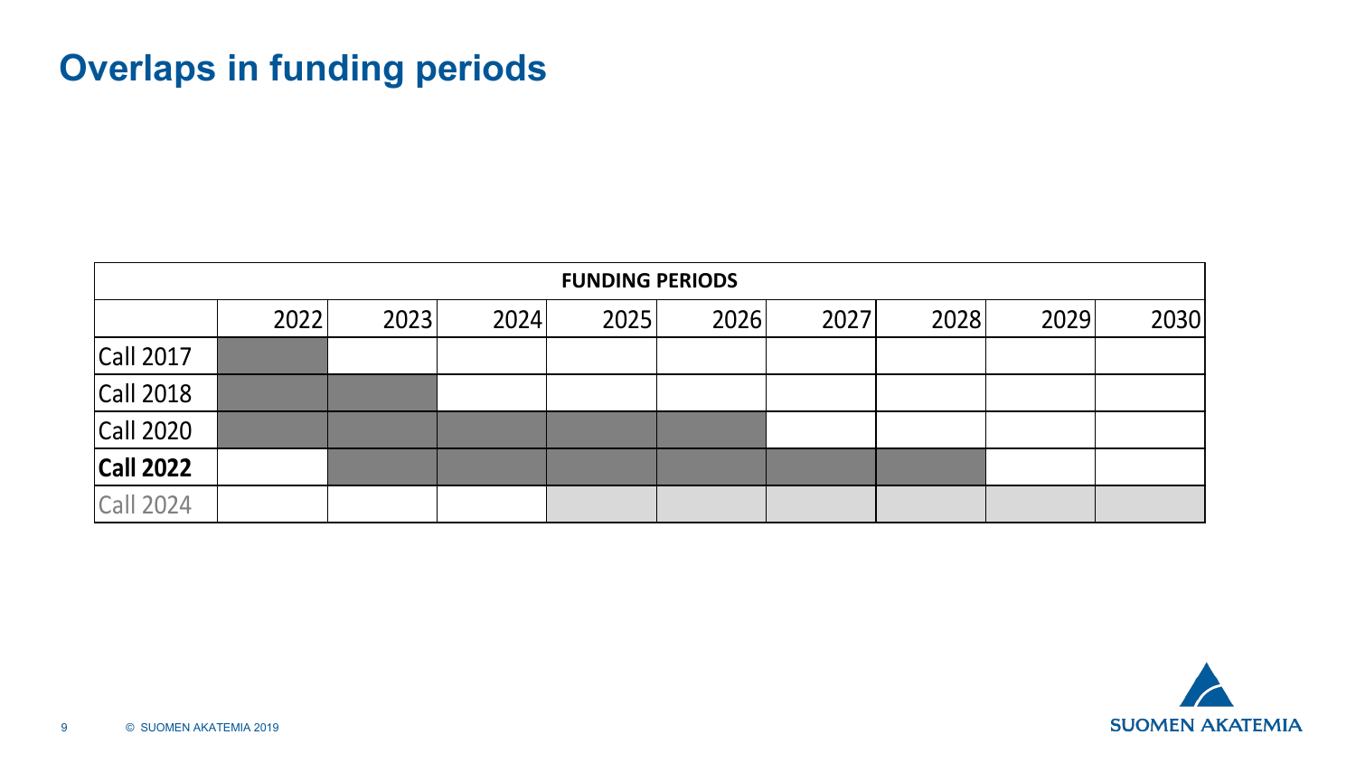# Overlaps in funding periods

| FUNDING PERIODS | | | | | | | | | |
|---|---|---|---|---|---|---|---|---|---|
| | 2022 | 2023 | 2024 | 2025 | 2026 | 2027 | 2028 | 2029 | 2030 |
| Call 2017 | ■ | | | | | | | | |
| Call 2018 | ■ | ■ | | | | | | | |
| Call 2020 | ■ | ■ | ■ | ■ | ■ | | | | |
| **Call 2022** | | ■ | ■ | ■ | ■ | ■ | ■ | | |
| Call 2024 | | | | ░ | ░ | ░ | ░ | ░ | ░ |

© SUOMEN AKATEMIA 2019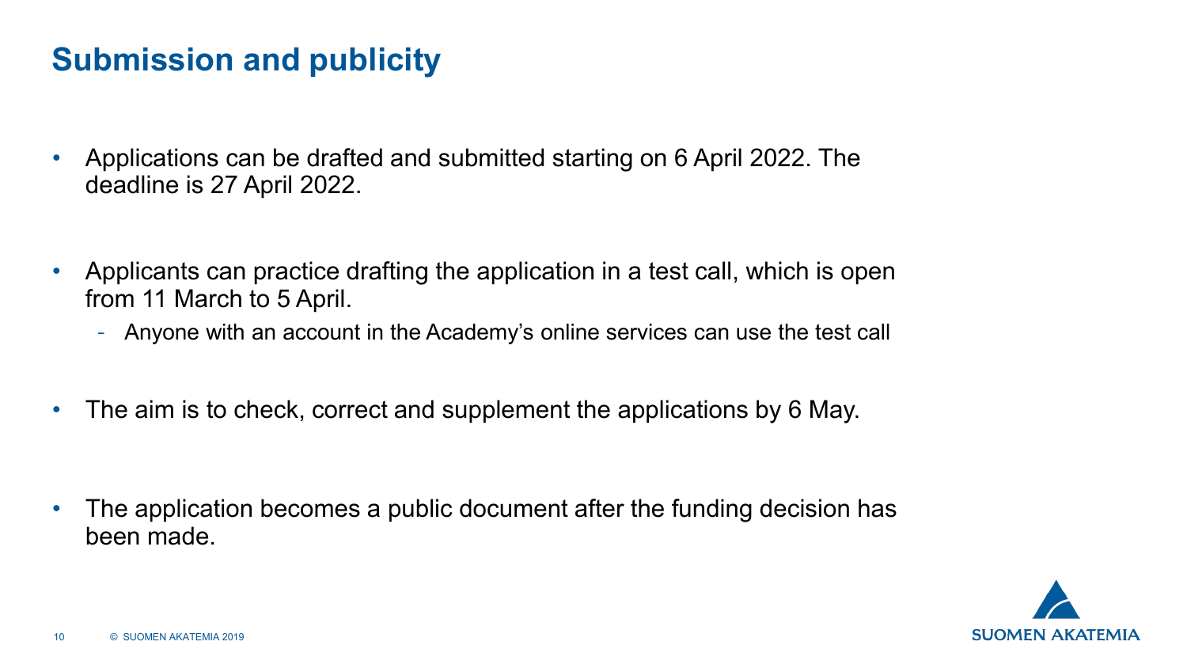# Submission and publicity

- Applications can be drafted and submitted starting on 6 April 2022. The deadline is 27 April 2022.
- Applicants can practice drafting the application in a test call, which is open from 11 March to 5 April.
  - Anyone with an account in the Academy's online services can use the test call
- The aim is to check, correct and supplement the applications by 6 May.
- The application becomes a public document after the funding decision has been made.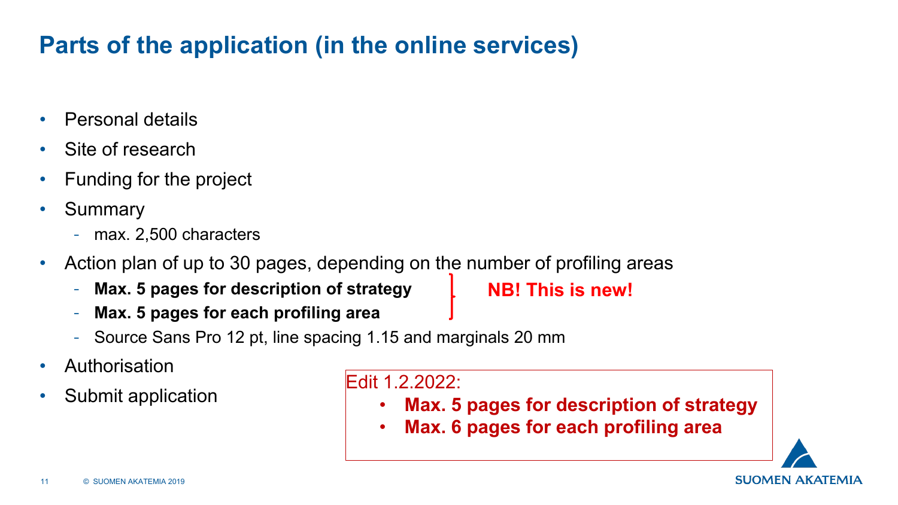# Parts of the application (in the online services)

- Personal details
- Site of research
- Funding for the project
- Summary
  - max. 2,500 characters
- Action plan of up to 30 pages, depending on the number of profiling areas
  - **Max. 5 pages for description of strategy**
  - **Max. 5 pages for each profiling area**
  - Source Sans Pro 12 pt, line spacing 1.15 and marginals 20 mm
- Authorisation
- Submit application

**NB! This is new!**

Edit 1.2.2022:

- **Max. 5 pages for description of strategy**
- **Max. 6 pages for each profiling area**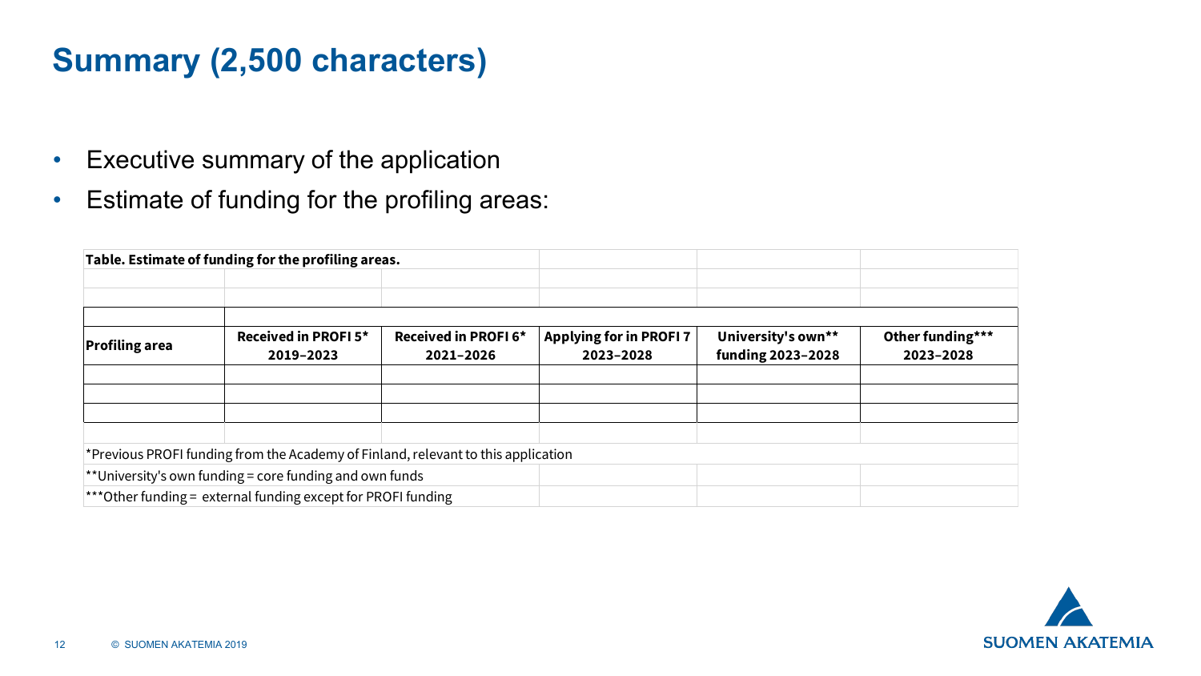# Summary (2,500 characters)

- Executive summary of the application
- Estimate of funding for the profiling areas:

**Table. Estimate of funding for the profiling areas.**

| Profiling area | Received in PROFI 5* 2019–2023 | Received in PROFI 6* 2021–2026 | Applying for in PROFI 7 2023–2028 | University's own** funding 2023–2028 | Other funding*** 2023–2028 |
|---|---|---|---|---|---|
| | | | | | |
| | | | | | |
| | | | | | |

*Previous PROFI funding from the Academy of Finland, relevant to this application

**University's own funding = core funding and own funds

***Other funding = external funding except for PROFI funding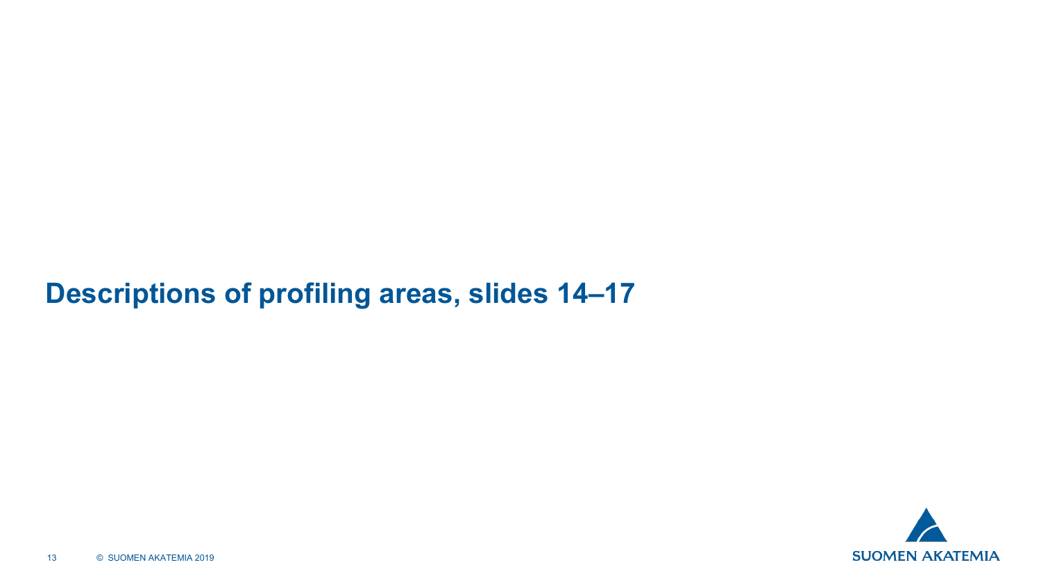# Descriptions of profiling areas, slides 14–17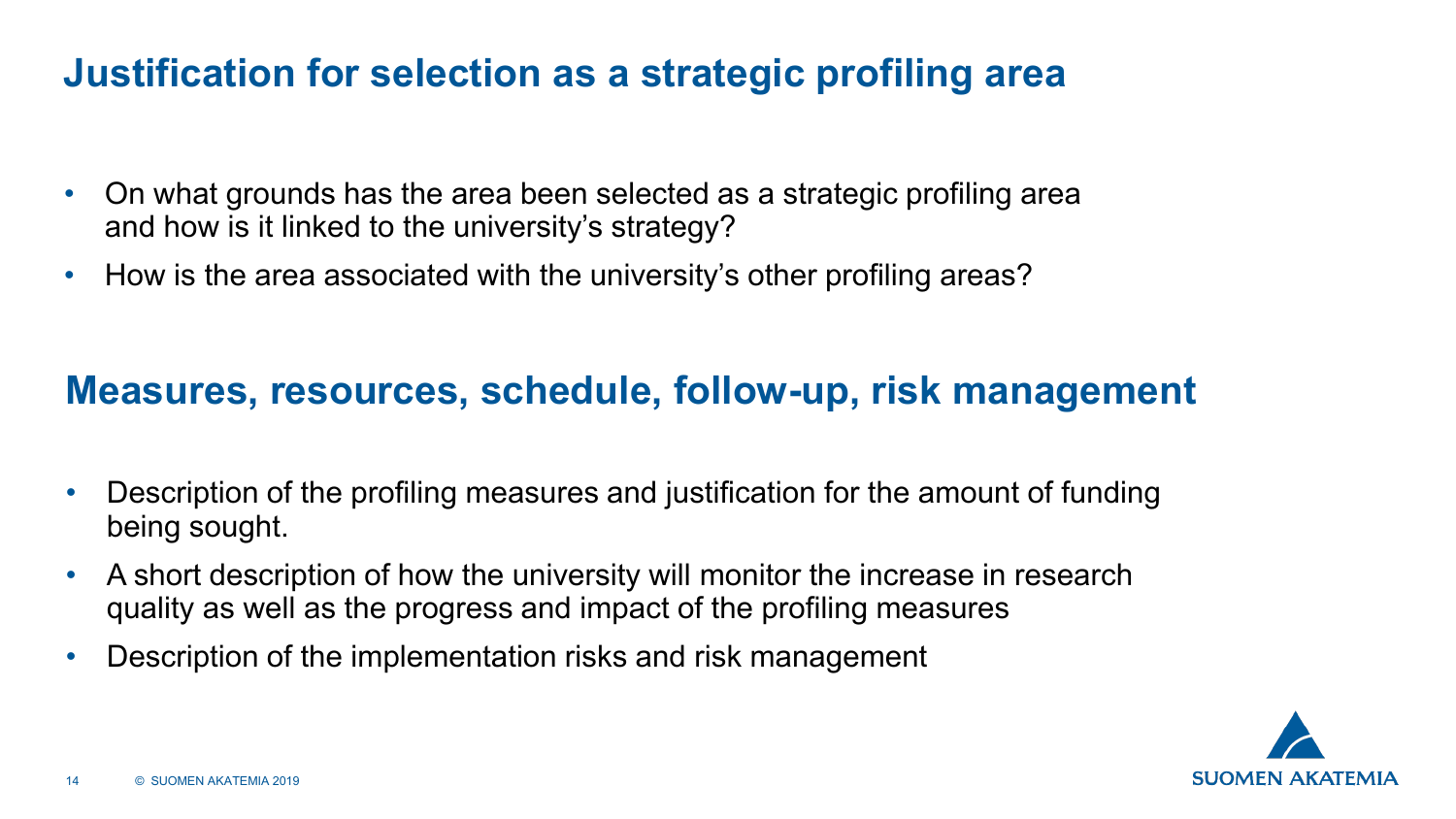## Justification for selection as a strategic profiling area

- On what grounds has the area been selected as a strategic profiling area and how is it linked to the university's strategy?
- How is the area associated with the university's other profiling areas?

## Measures, resources, schedule, follow-up, risk management

- Description of the profiling measures and justification for the amount of funding being sought.
- A short description of how the university will monitor the increase in research quality as well as the progress and impact of the profiling measures
- Description of the implementation risks and risk management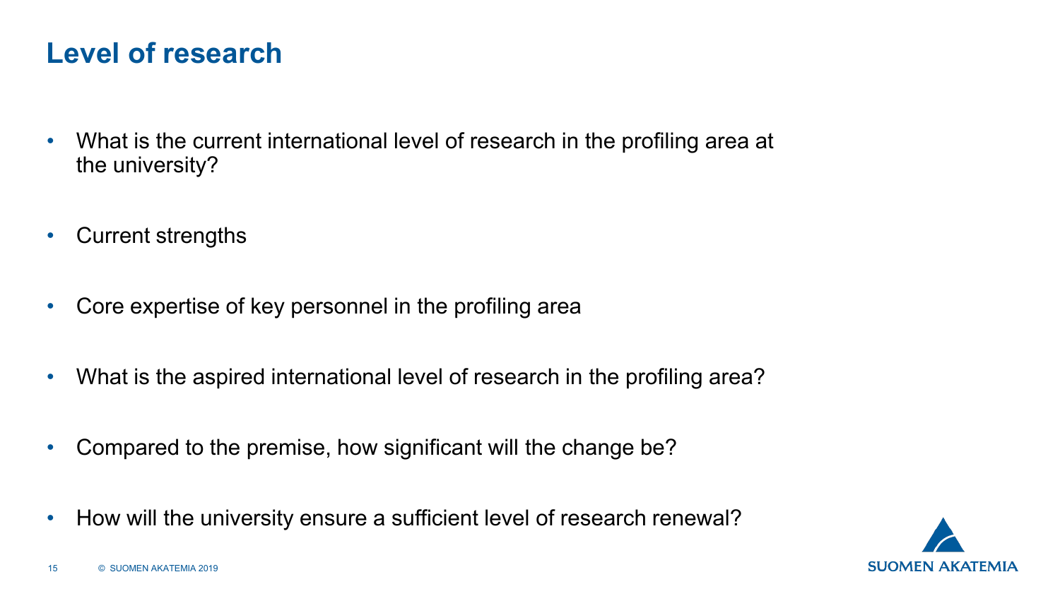# Level of research

- What is the current international level of research in the profiling area at the university?
- Current strengths
- Core expertise of key personnel in the profiling area
- What is the aspired international level of research in the profiling area?
- Compared to the premise, how significant will the change be?
- How will the university ensure a sufficient level of research renewal?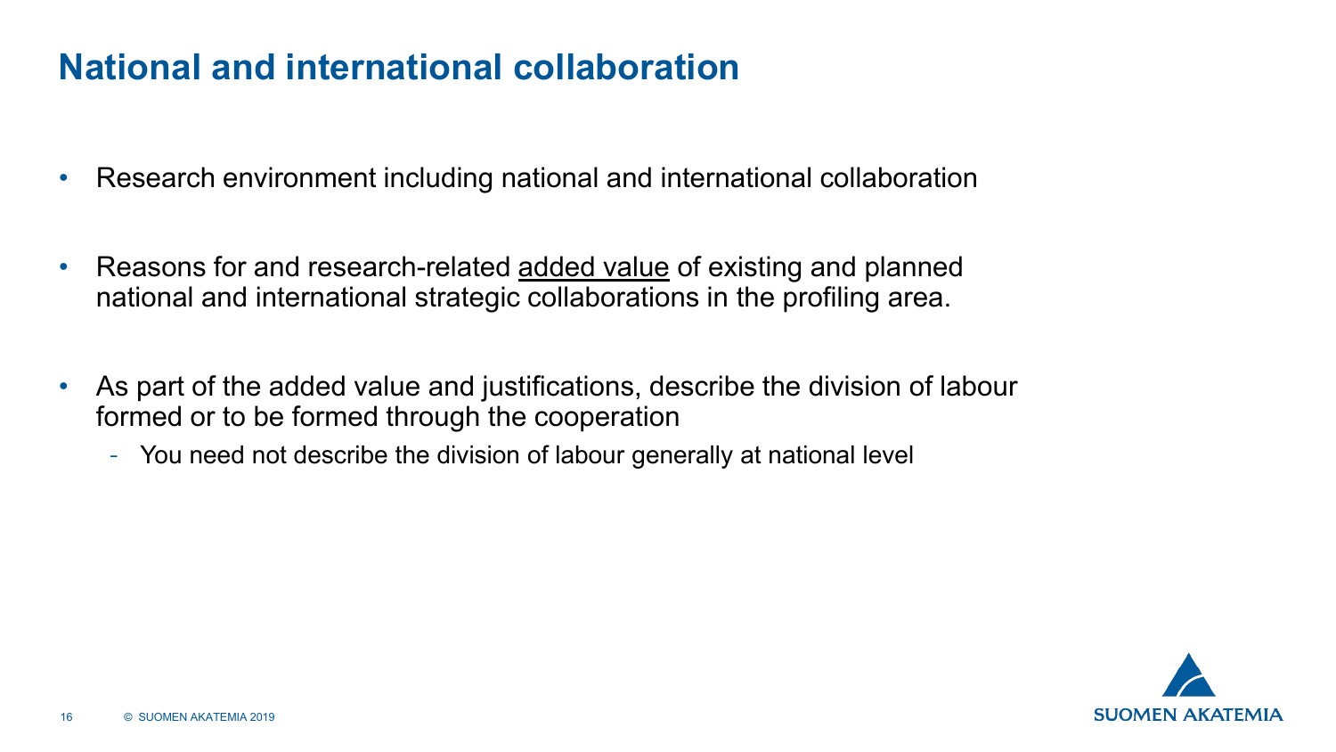# National and international collaboration

- Research environment including national and international collaboration
- Reasons for and research-related <u>added value</u> of existing and planned national and international strategic collaborations in the profiling area.
- As part of the added value and justifications, describe the division of labour formed or to be formed through the cooperation
  - You need not describe the division of labour generally at national level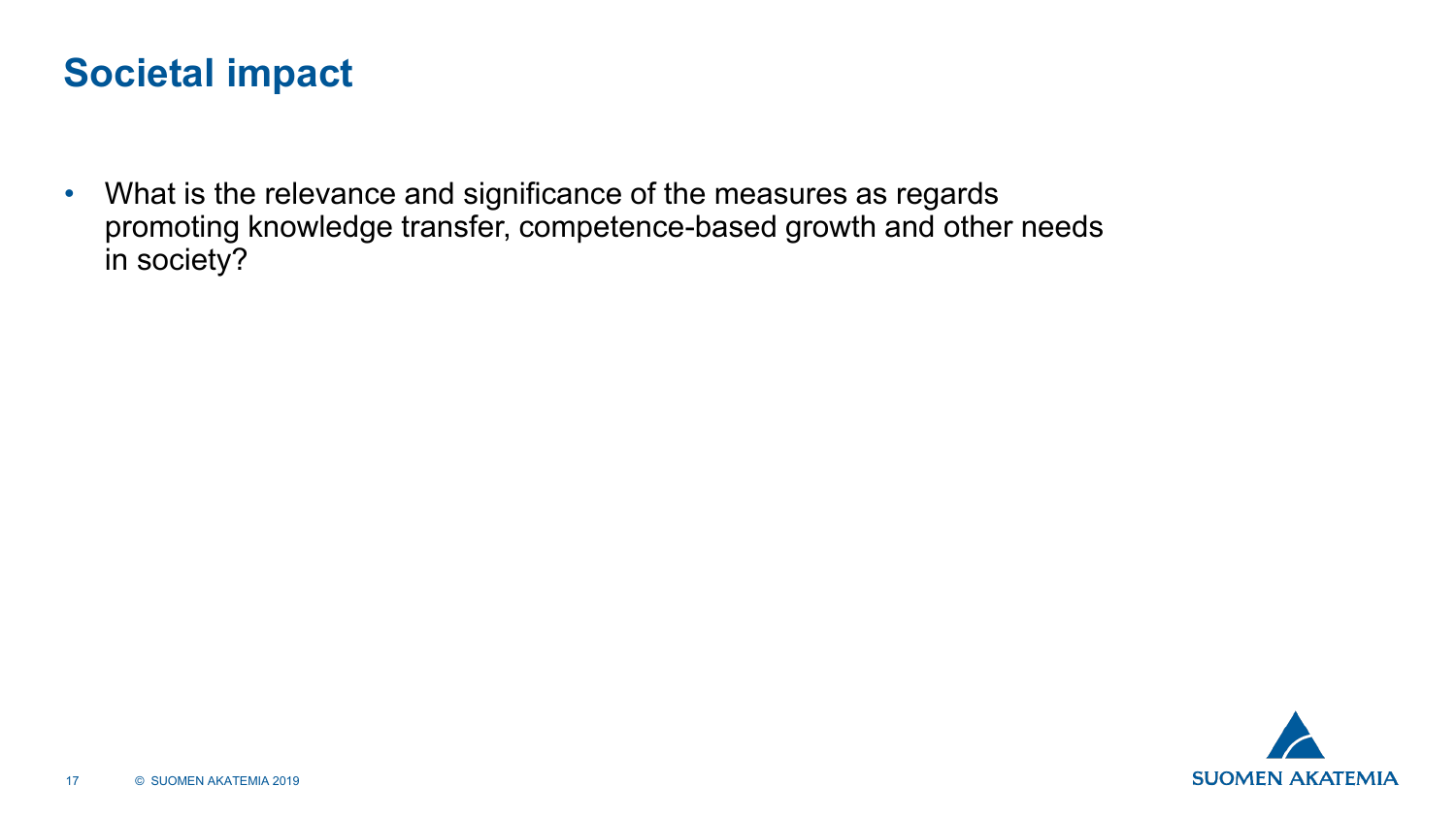# Societal impact

- What is the relevance and significance of the measures as regards promoting knowledge transfer, competence-based growth and other needs in society?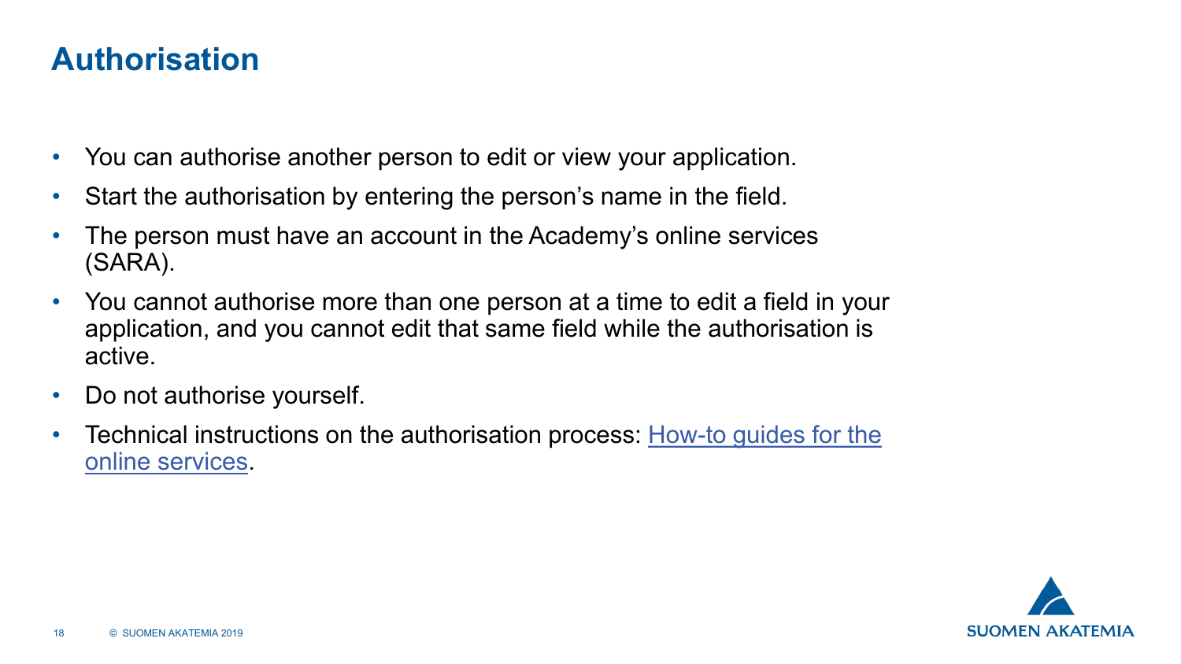# Authorisation

- You can authorise another person to edit or view your application.
- Start the authorisation by entering the person's name in the field.
- The person must have an account in the Academy's online services (SARA).
- You cannot authorise more than one person at a time to edit a field in your application, and you cannot edit that same field while the authorisation is active.
- Do not authorise yourself.
- Technical instructions on the authorisation process: How-to guides for the online services.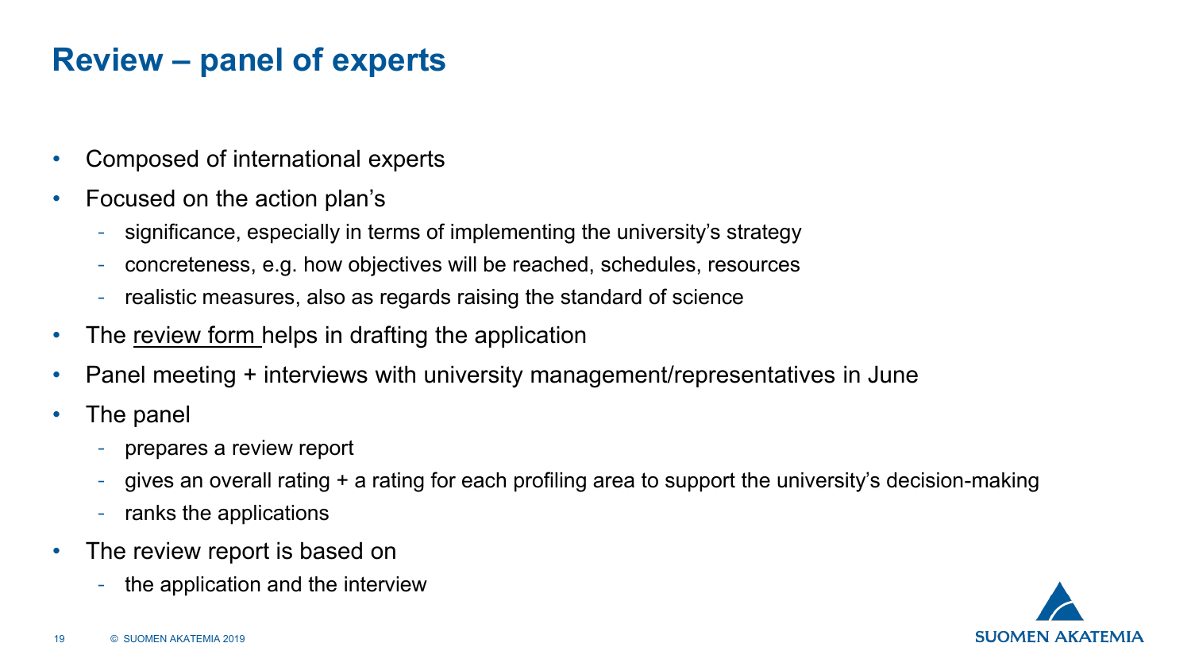# Review – panel of experts

- Composed of international experts
- Focused on the action plan's
  - significance, especially in terms of implementing the university's strategy
  - concreteness, e.g. how objectives will be reached, schedules, resources
  - realistic measures, also as regards raising the standard of science
- The review form helps in drafting the application
- Panel meeting + interviews with university management/representatives in June
- The panel
  - prepares a review report
  - gives an overall rating + a rating for each profiling area to support the university's decision-making
  - ranks the applications
- The review report is based on
  - the application and the interview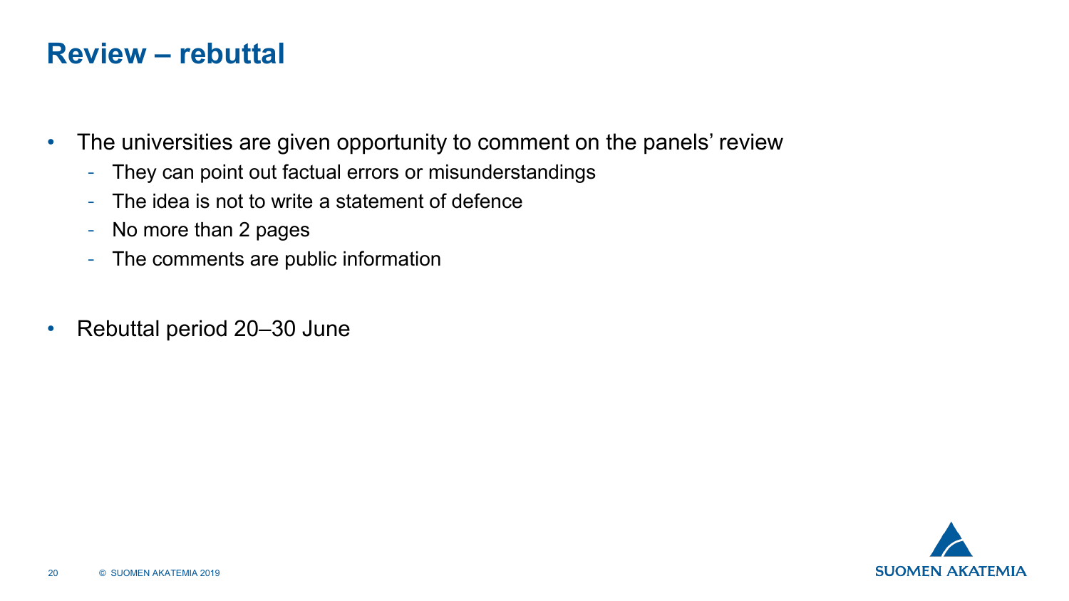# Review – rebuttal

- The universities are given opportunity to comment on the panels' review
  - They can point out factual errors or misunderstandings
  - The idea is not to write a statement of defence
  - No more than 2 pages
  - The comments are public information

- Rebuttal period 20–30 June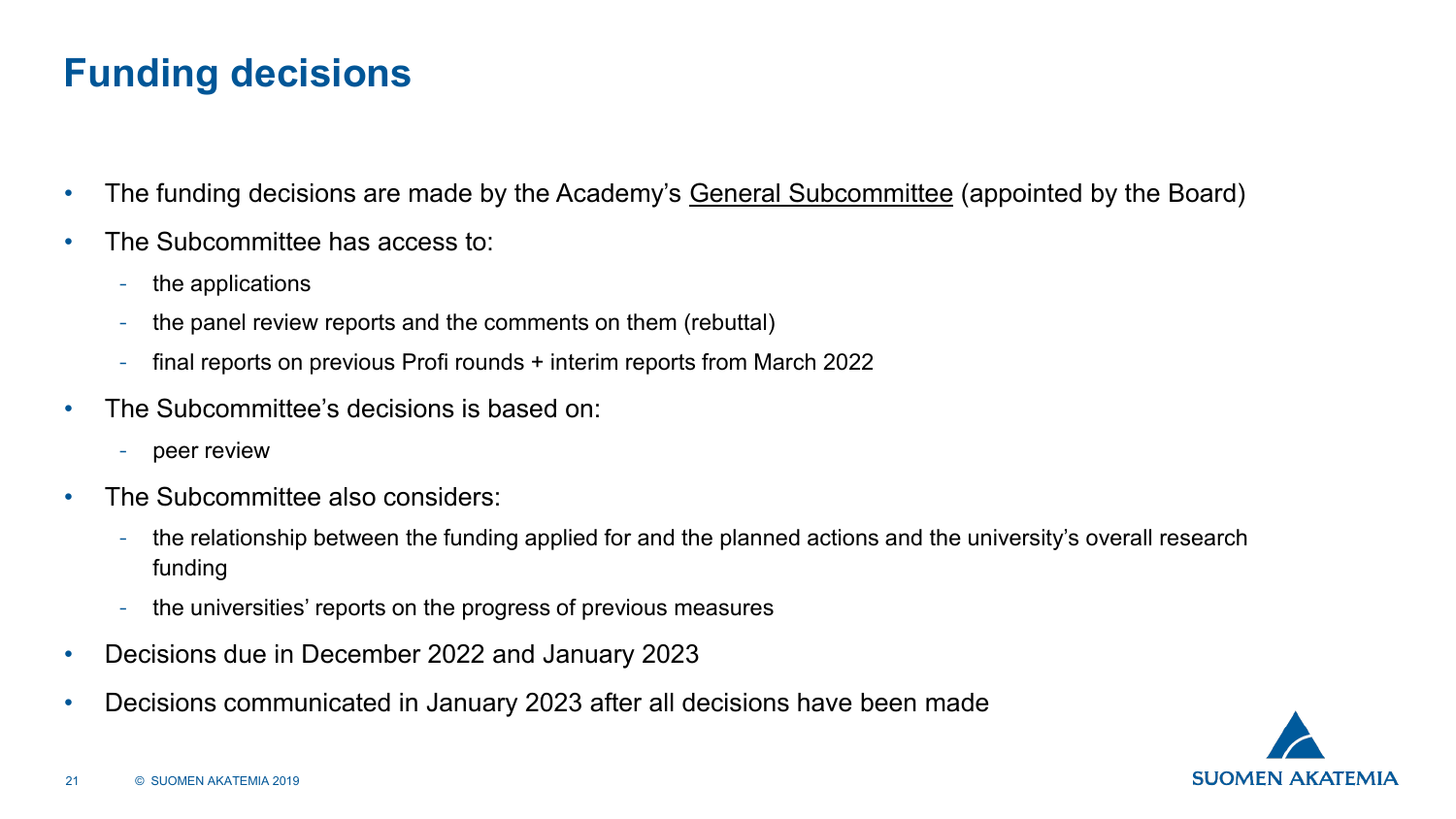# Funding decisions

- The funding decisions are made by the Academy's General Subcommittee (appointed by the Board)
- The Subcommittee has access to:
  - the applications
  - the panel review reports and the comments on them (rebuttal)
  - final reports on previous Profi rounds + interim reports from March 2022
- The Subcommittee's decisions is based on:
  - peer review
- The Subcommittee also considers:
  - the relationship between the funding applied for and the planned actions and the university's overall research funding
  - the universities' reports on the progress of previous measures
- Decisions due in December 2022 and January 2023
- Decisions communicated in January 2023 after all decisions have been made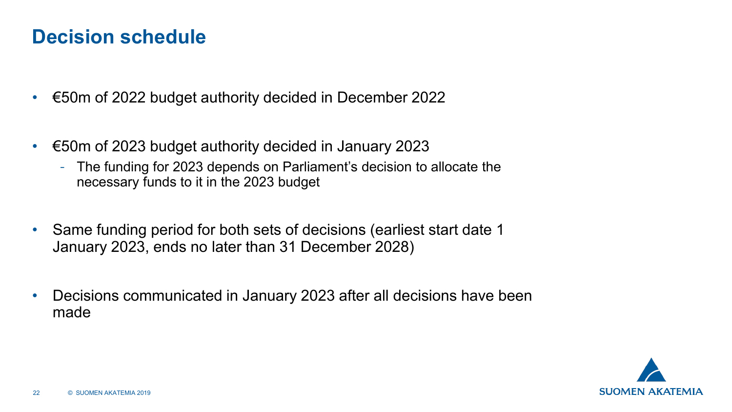# Decision schedule

- €50m of 2022 budget authority decided in December 2022
- €50m of 2023 budget authority decided in January 2023
  - The funding for 2023 depends on Parliament's decision to allocate the necessary funds to it in the 2023 budget
- Same funding period for both sets of decisions (earliest start date 1 January 2023, ends no later than 31 December 2028)
- Decisions communicated in January 2023 after all decisions have been made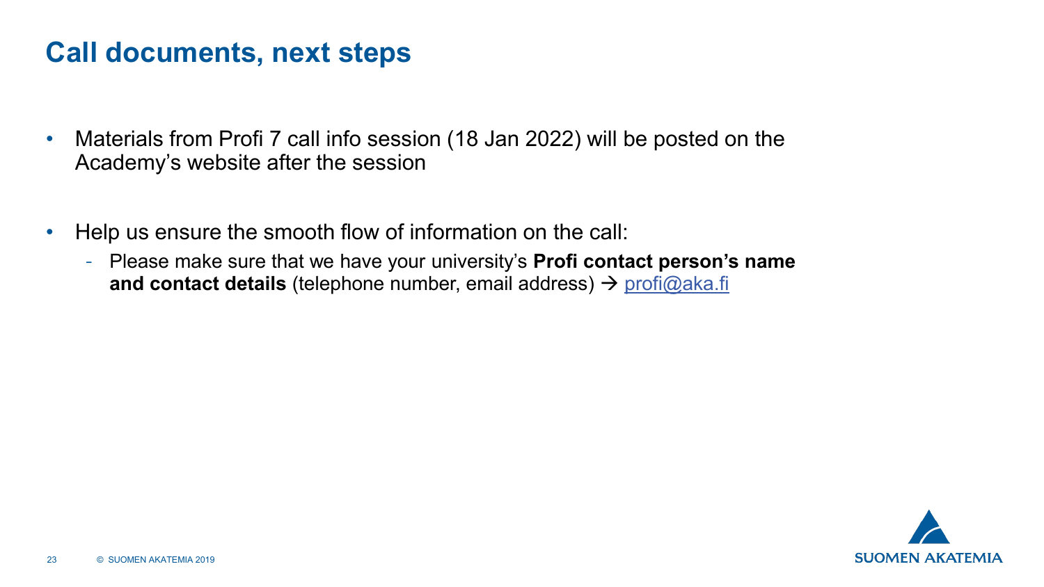# Call documents, next steps

- Materials from Profi 7 call info session (18 Jan 2022) will be posted on the Academy's website after the session

- Help us ensure the smooth flow of information on the call:
  - Please make sure that we have your university's **Profi contact person's name and contact details** (telephone number, email address) → profi@aka.fi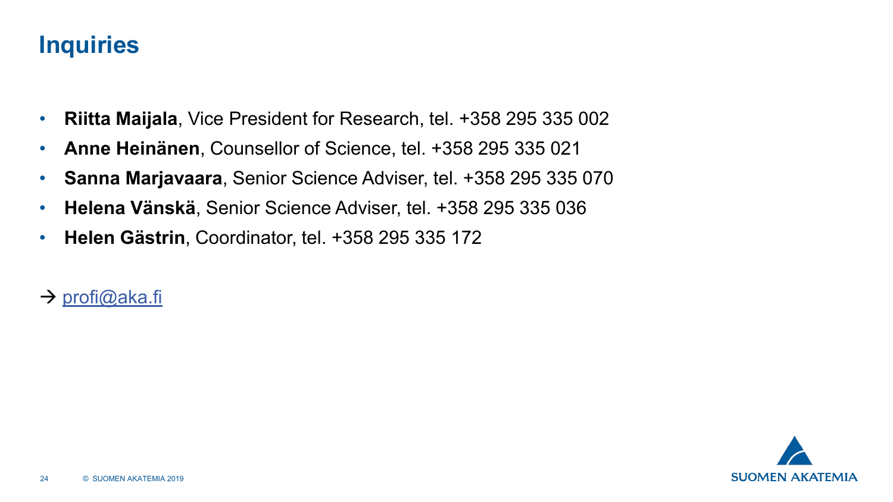# Inquiries

- **Riitta Maijala**, Vice President for Research, tel. +358 295 335 002
- **Anne Heinänen**, Counsellor of Science, tel. +358 295 335 021
- **Sanna Marjavaara**, Senior Science Adviser, tel. +358 295 335 070
- **Helena Vänskä**, Senior Science Adviser, tel. +358 295 335 036
- **Helen Gästrin**, Coordinator, tel. +358 295 335 172

→ profi@aka.fi